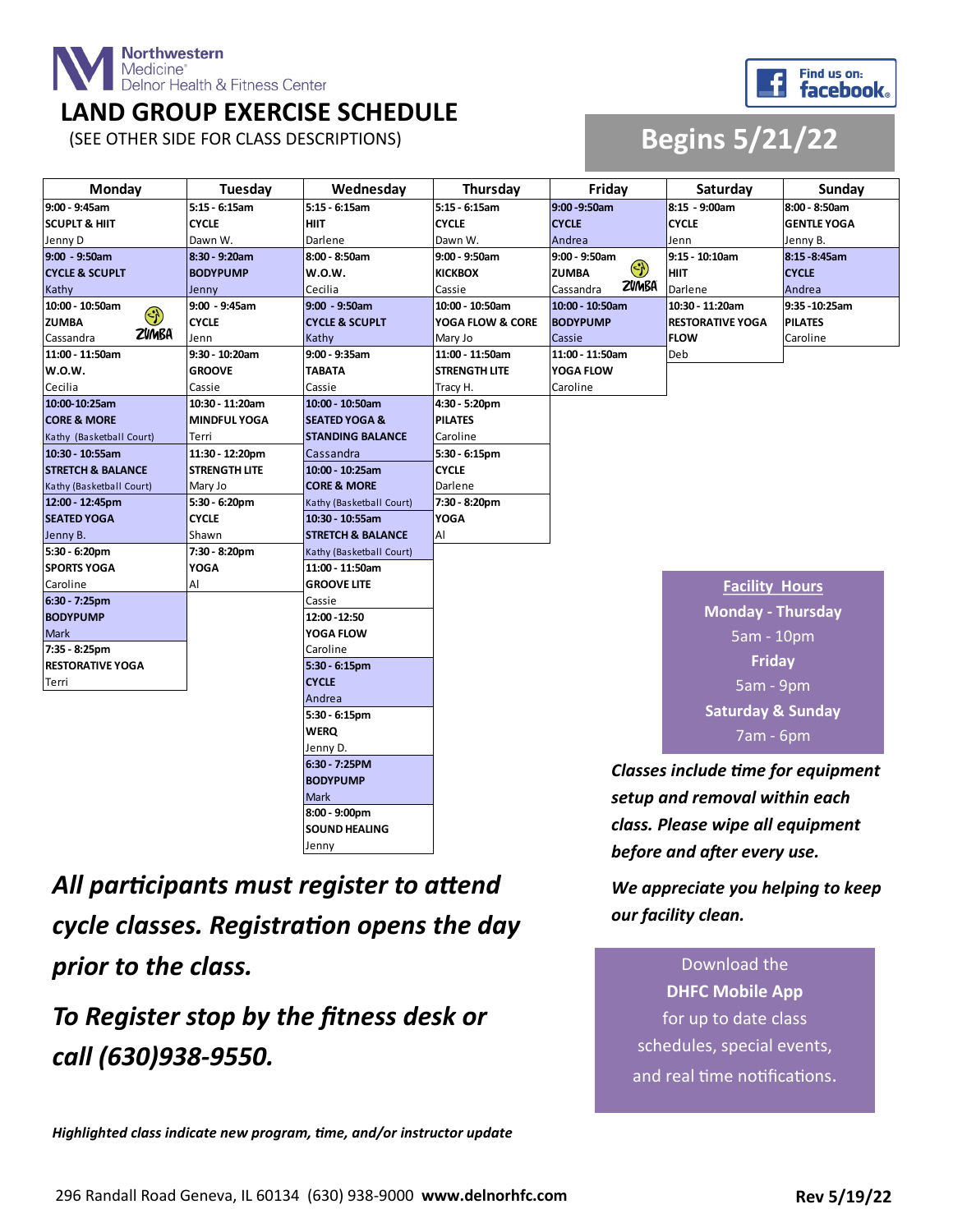Northwestern Medicine
Delnor Health & Fitness Center

# LAND GROUP EXERCISE SCHEDULE

(SEE OTHER SIDE FOR CLASS DESCRIPTIONS)

Find us on: facebook

## Begins 5/21/22

| Monday | Tuesday | Wednesday | Thursday | Friday | Saturday | Sunday |
|---|---|---|---|---|---|---|
| 9:00 - 9:45am **SCUPLT & HIIT** Jenny D | 5:15 - 6:15am **CYCLE** Dawn W. | 5:15 - 6:15am **HIIT** Darlene | 5:15 - 6:15am **CYCLE** Dawn W. | 9:00 -9:50am **CYCLE** Andrea | 8:15 - 9:00am **CYCLE** Jenn | 8:00 - 8:50am **GENTLE YOGA** Jenny B. |
| 9:00 - 9:50am **CYCLE & SCUPLT** Kathy | 8:30 - 9:20am **BODYPUMP** Jenny | 8:00 - 8:50am **W.O.W.** Cecilia | 9:00 - 9:50am **KICKBOX** Cassie | 9:00 - 9:50am **ZUMBA** Cassandra | 9:15 - 10:10am **HIIT** Darlene | 8:15 -8:45am **CYCLE** Andrea |
| 10:00 - 10:50am **ZUMBA** Cassandra | 9:00 - 9:45am **CYCLE** Jenn | 9:00 - 9:50am **CYCLE & SCULPT** Kathy | 10:00 - 10:50am **YOGA FLOW & CORE** Mary Jo | 10:00 - 10:50am **BODYPUMP** Cassie | 10:30 - 11:20am **RESTORATIVE YOGA FLOW** Deb | 9:35 -10:25am **PILATES** Caroline |
| 11:00 - 11:50am **W.O.W.** Cecilia | 9:30 - 10:20am **GROOVE** Cassie | 9:00 - 9:35am **TABATA** Cassie | 11:00 - 11:50am **STRENGTH LITE** Tracy H. | 11:00 - 11:50am **YOGA FLOW** Caroline | | |
| 10:00-10:25am **CORE & MORE** Kathy (Basketball Court) | 10:30 - 11:20am **MINDFUL YOGA** Terri | 10:00 - 10:50am **SEATED YOGA & STANDING BALANCE** Cassandra | 4:30 - 5:20pm **PILATES** Caroline | | | |
| 10:30 - 10:55am **STRETCH & BALANCE** Kathy (Basketball Court) | 11:30 - 12:20pm **STRENGTH LITE** Mary Jo | 10:00 - 10:25am **CORE & MORE** Kathy (Basketball Court) | 5:30 - 6:15pm **CYCLE** Darlene | | | |
| 12:00 - 12:45pm **SEATED YOGA** Jenny B. | 5:30 - 6:20pm **CYCLE** Shawn | 10:30 - 10:55am **STRETCH & BALANCE** Kathy (Basketball Court) | 7:30 - 8:20pm **YOGA** Al | | | |
| 5:30 - 6:20pm **SPORTS YOGA** Caroline | 7:30 - 8:20pm **YOGA** Al | 11:00 - 11:50am **GROOVE LITE** Cassie | | | | |
| 6:30 - 7:25pm **BODYPUMP** Mark | | 12:00 -12:50 **YOGA FLOW** Caroline | | | | |
| 7:35 - 8:25pm **RESTORATIVE YOGA** Terri | | 5:30 - 6:15pm **CYCLE** Andrea | | | | |
| | | 5:30 - 6:15pm **WERQ** Jenny D. | | | | |
| | | 6:30 - 7:25PM **BODYPUMP** Mark | | | | |
| | | 8:00 - 9:00pm **SOUND HEALING** Jenny | | | | |

**Facility Hours**

**Monday - Thursday**
5am - 10pm

**Friday**
5am - 9pm

**Saturday & Sunday**
7am - 6pm

***Classes include time for equipment setup and removal within each class. Please wipe all equipment before and after every use.***

***We appreciate you helping to keep our facility clean.***

***All participants must register to attend cycle classes. Registration opens the day prior to the class.***

***To Register stop by the fitness desk or call (630)938-9550.***

Download the **DHFC Mobile App** for up to date class schedules, special events, and real time notifications.

***Highlighted class indicate new program, time, and/or instructor update***

296 Randall Road Geneva, IL 60134 (630) 938-9000 **www.delnorhfc.com**

**Rev 5/19/22**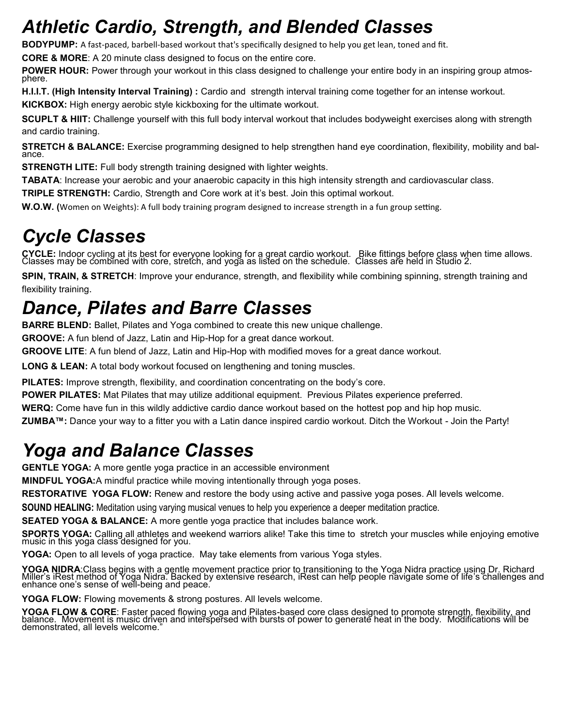# *Athletic Cardio, Strength, and Blended Classes*

**BODYPUMP:** A fast-paced, barbell-based workout that's specifically designed to help you get lean, toned and fit.

**CORE & MORE**: A 20 minute class designed to focus on the entire core.

**POWER HOUR:** Power through your workout in this class designed to challenge your entire body in an inspiring group atmosphere.

**H.I.I.T. (High Intensity Interval Training) :** Cardio and strength interval training come together for an intense workout.

**KICKBOX:** High energy aerobic style kickboxing for the ultimate workout.

**SCUPLT & HIIT:** Challenge yourself with this full body interval workout that includes bodyweight exercises along with strength and cardio training.

**STRETCH & BALANCE:** Exercise programming designed to help strengthen hand eye coordination, flexibility, mobility and balance.

**STRENGTH LITE:** Full body strength training designed with lighter weights.

**TABATA**: Increase your aerobic and your anaerobic capacity in this high intensity strength and cardiovascular class.

**TRIPLE STRENGTH:** Cardio, Strength and Core work at it's best. Join this optimal workout.

**W.O.W. (**Women on Weights): A full body training program designed to increase strength in a fun group setting.

# *Cycle Classes*

**CYCLE:** Indoor cycling at its best for everyone looking for a great cardio workout. Bike fittings before class when time allows. Classes may be combined with core, stretch, and yoga as listed on the schedule. Classes are held in Studio 2.

**SPIN, TRAIN, & STRETCH**: Improve your endurance, strength, and flexibility while combining spinning, strength training and flexibility training.

# *Dance, Pilates and Barre Classes*

**BARRE BLEND:** Ballet, Pilates and Yoga combined to create this new unique challenge.

**GROOVE:** A fun blend of Jazz, Latin and Hip-Hop for a great dance workout.

**GROOVE LITE**: A fun blend of Jazz, Latin and Hip-Hop with modified moves for a great dance workout.

**LONG & LEAN:** A total body workout focused on lengthening and toning muscles.

**PILATES:** Improve strength, flexibility, and coordination concentrating on the body's core.

**POWER PILATES:** Mat Pilates that may utilize additional equipment. Previous Pilates experience preferred.

**WERQ:** Come have fun in this wildly addictive cardio dance workout based on the hottest pop and hip hop music.

**ZUMBA™:** Dance your way to a fitter you with a Latin dance inspired cardio workout. Ditch the Workout - Join the Party!

# *Yoga and Balance Classes*

**GENTLE YOGA:** A more gentle yoga practice in an accessible environment

**MINDFUL YOGA:**A mindful practice while moving intentionally through yoga poses.

**RESTORATIVE YOGA FLOW:** Renew and restore the body using active and passive yoga poses. All levels welcome.

**SOUND HEALING:** Meditation using varying musical venues to help you experience a deeper meditation practice.

**SEATED YOGA & BALANCE:** A more gentle yoga practice that includes balance work.

**SPORTS YOGA:** Calling all athletes and weekend warriors alike! Take this time to stretch your muscles while enjoying emotive music in this yoga class designed for you.

**YOGA:** Open to all levels of yoga practice. May take elements from various Yoga styles.

**YOGA NIDRA**:Class begins with a gentle movement practice prior to transitioning to the Yoga Nidra practice using Dr. Richard Miller's iRest method of Yoga Nidra. Backed by extensive research, iRest can help people navigate some of life's challenges and enhance one's sense of well-being and peace.

**YOGA FLOW:** Flowing movements & strong postures. All levels welcome.

**YOGA FLOW & CORE**: Faster paced flowing yoga and Pilates-based core class designed to promote strength, flexibility, and balance. Movement is music driven and interspersed with bursts of power to generate heat in the body. Modifications will be demonstrated, all levels welcome."